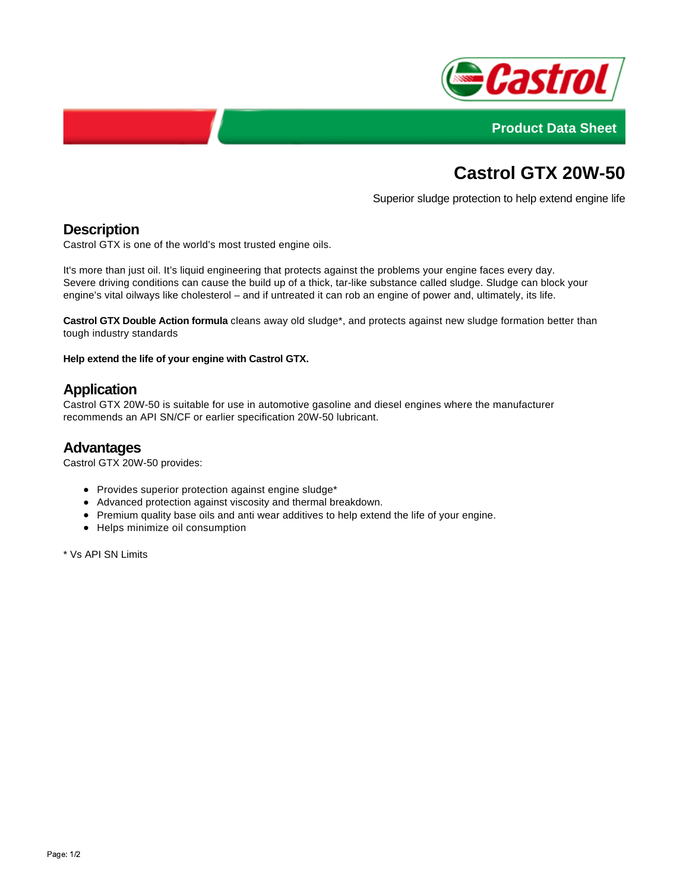Product Data Sheet

# Castrol GTX 20W-50

Superior sludge protection to help extend engine life

## Description

Castrol GTX is one of the world's most trusted engine oils.

It's more than just oil. It's liquid engineering that protects against the problems your engine faces every day. Severe driving conditions can cause the build up of a thick, tar-like substance called sludge. Sludge can block your engine's vital oilways like cholesterol – and if untreated it can rob an engine of power and, ultimately, its life.

**Castrol GTX Double Action formula** cleans away old sludge*, and protects against new sludge formation better than tough industry standards

**Help extend the life of your engine with Castrol GTX.**

## Application

Castrol GTX 20W-50 is suitable for use in automotive gasoline and diesel engines where the manufacturer recommends an API SN/CF or earlier specification 20W-50 lubricant.

## Advantages

Castrol GTX 20W-50 provides:

- Provides superior protection against engine sludge*
- Advanced protection against viscosity and thermal breakdown.
- Premium quality base oils and anti wear additives to help extend the life of your engine.
- Helps minimize oil consumption

* Vs API SN Limits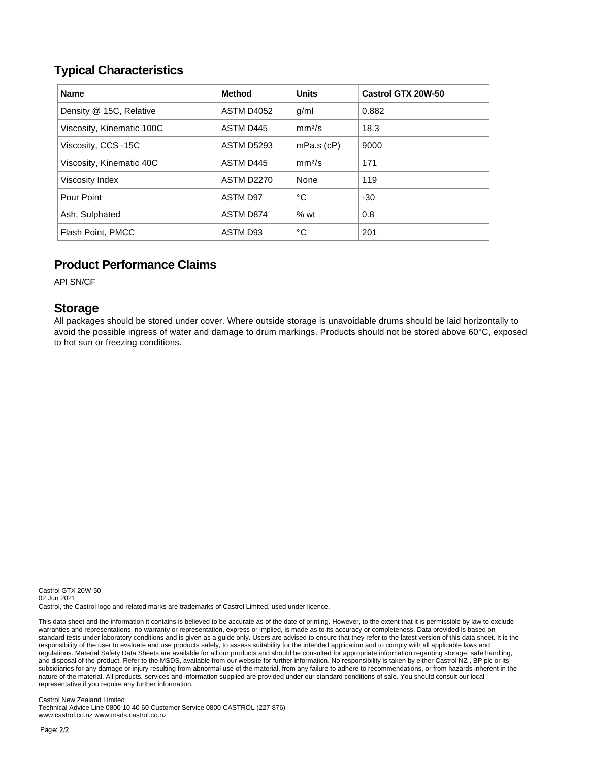## Typical Characteristics

| Name | Method | Units | Castrol GTX 20W-50 |
| --- | --- | --- | --- |
| Density @ 15C, Relative | ASTM D4052 | g/ml | 0.882 |
| Viscosity, Kinematic 100C | ASTM D445 | mm²/s | 18.3 |
| Viscosity, CCS -15C | ASTM D5293 | mPa.s (cP) | 9000 |
| Viscosity, Kinematic 40C | ASTM D445 | mm²/s | 171 |
| Viscosity Index | ASTM D2270 | None | 119 |
| Pour Point | ASTM D97 | °C | -30 |
| Ash, Sulphated | ASTM D874 | % wt | 0.8 |
| Flash Point, PMCC | ASTM D93 | °C | 201 |

## Product Performance Claims

API SN/CF

## Storage

All packages should be stored under cover. Where outside storage is unavoidable drums should be laid horizontally to avoid the possible ingress of water and damage to drum markings. Products should not be stored above 60°C, exposed to hot sun or freezing conditions.

Castrol GTX 20W-50
02 Jun 2021
Castrol, the Castrol logo and related marks are trademarks of Castrol Limited, used under licence.

This data sheet and the information it contains is believed to be accurate as of the date of printing. However, to the extent that it is permissible by law to exclude warranties and representations, no warranty or representation, express or implied, is made as to its accuracy or completeness. Data provided is based on standard tests under laboratory conditions and is given as a guide only. Users are advised to ensure that they refer to the latest version of this data sheet. It is the responsibility of the user to evaluate and use products safely, to assess suitability for the intended application and to comply with all applicable laws and regulations. Material Safety Data Sheets are available for all our products and should be consulted for appropriate information regarding storage, safe handling, and disposal of the product. Refer to the MSDS, available from our website for further information. No responsibility is taken by either Castrol NZ , BP plc or its subsidiaries for any damage or injury resulting from abnormal use of the material, from any failure to adhere to recommendations, or from hazards inherent in the nature of the material. All products, services and information supplied are provided under our standard conditions of sale. You should consult our local representative if you require any further information.

Castrol New Zealand Limited
Technical Advice Line 0800 10 40 60 Customer Service 0800 CASTROL (227 876)
www.castrol.co.nz www.msds.castrol.co.nz